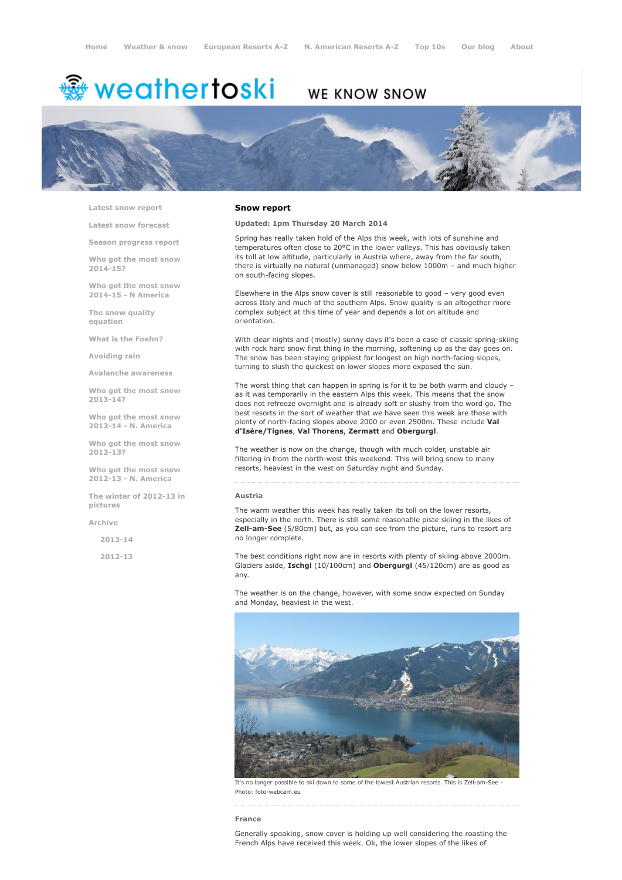Home Weather & snow European Resorts A-Z N. American Resorts A-Z Top 10s Our blog About

weathertoski WE KNOW SNOW

- Latest snow report
- Latest snow forecast
- Season progress report
- Who got the most snow 2014-15?
- Who got the most snow 2014-15 - N America
- The snow quality equation
- What is the Foehn?
- Avoiding rain
- Avalanche awareness
- Who got the most snow 2013-14?
- Who got the most snow 2013-14 - N. America
- Who got the most snow 2012-13?
- Who got the most snow 2012-13 - N. America
- The winter of 2012-13 in pictures
- Archive
  - 2013-14
  - 2012-13

## Snow report

**Updated: 1pm Thursday 20 March 2014**

Spring has really taken hold of the Alps this week, with lots of sunshine and temperatures often close to 20°C in the lower valleys. This has obviously taken its toll at low altitude, particularly in Austria where, away from the far south, there is virtually no natural (unmanaged) snow below 1000m – and much higher on south-facing slopes.

Elsewhere in the Alps snow cover is still reasonable to good – very good even across Italy and much of the southern Alps. Snow quality is an altogether more complex subject at this time of year and depends a lot on altitude and orientation.

With clear nights and (mostly) sunny days it's been a case of classic spring-skiing with rock hard snow first thing in the morning, softening up as the day goes on. The snow has been staying grippiest for longest on high north-facing slopes, turning to slush the quickest on lower slopes more exposed the sun.

The worst thing that can happen in spring is for it to be both warm and cloudy – as it was temporarily in the eastern Alps this week. This means that the snow does not refreeze overnight and is already soft or slushy from the word go. The best resorts in the sort of weather that we have seen this week are those with plenty of north-facing slopes above 2000 or even 2500m. These include **Val d'Isère/Tignes**, **Val Thorens**, **Zermatt** and **Obergurgl**.

The weather is now on the change, though with much colder, unstable air filtering in from the north-west this weekend. This will bring snow to many resorts, heaviest in the west on Saturday night and Sunday.

### Austria

The warm weather this week has really taken its toll on the lower resorts, especially in the north. There is still some reasonable piste skiing in the likes of **Zell-am-See** (5/80cm) but, as you can see from the picture, runs to resort are no longer complete.

The best conditions right now are in resorts with plenty of skiing above 2000m. Glaciers aside, **Ischgl** (10/100cm) and **Obergurgl** (45/120cm) are as good as any.

The weather is on the change, however, with some snow expected on Sunday and Monday, heaviest in the west.

It's no longer possible to ski down to some of the lowest Austrian resorts. This is Zell-am-See - Photo: foto-webcam.eu

### France

Generally speaking, snow cover is holding up well considering the roasting the French Alps have received this week. Ok, the lower slopes of the likes of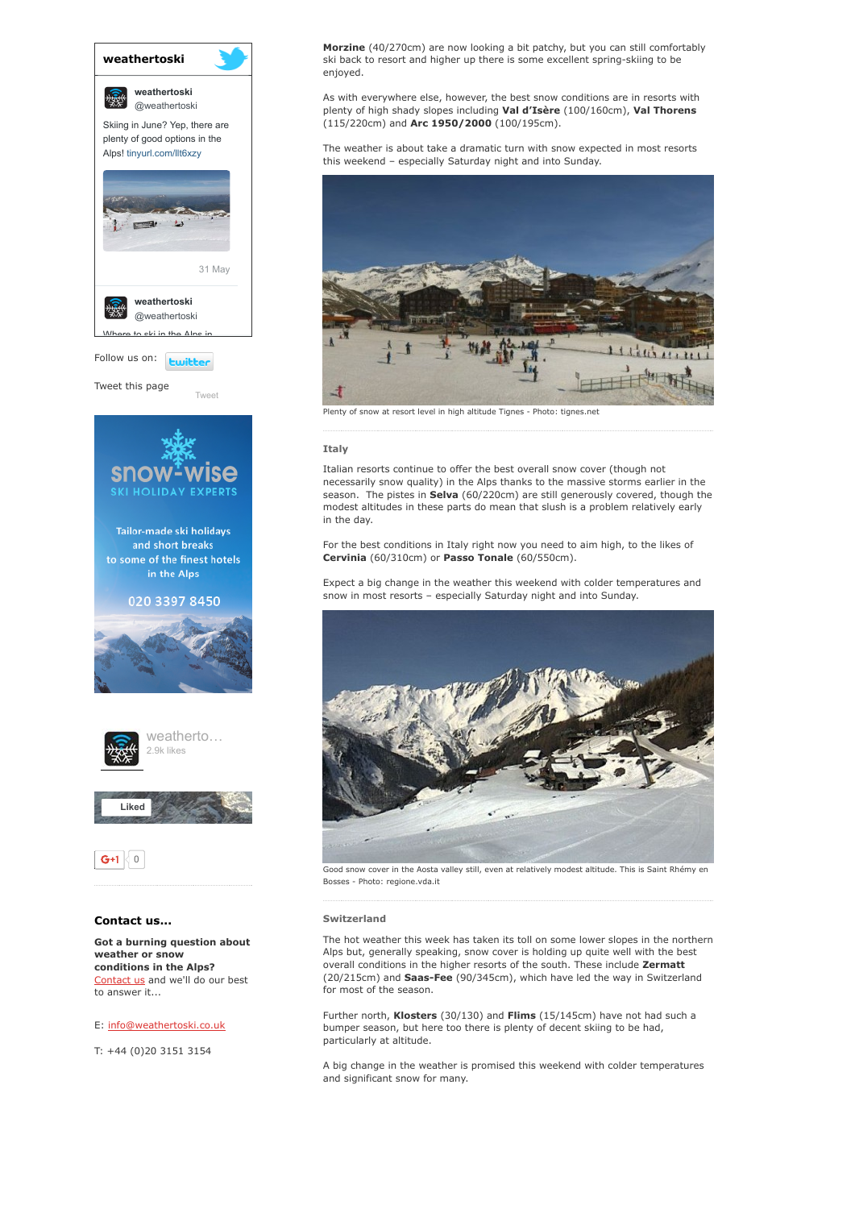**Morzine** (40/270cm) are now looking a bit patchy, but you can still comfortably ski back to resort and higher up there is some excellent spring-skiing to be enjoyed.

As with everywhere else, however, the best snow conditions are in resorts with plenty of high shady slopes including **Val d'Isère** (100/160cm), **Val Thorens** (115/220cm) and **Arc 1950/2000** (100/195cm).

The weather is about take a dramatic turn with snow expected in most resorts this weekend – especially Saturday night and into Sunday.

Plenty of snow at resort level in high altitude Tignes - Photo: tignes.net

### Italy

Italian resorts continue to offer the best overall snow cover (though not necessarily snow quality) in the Alps thanks to the massive storms earlier in the season. The pistes in **Selva** (60/220cm) are still generously covered, though the modest altitudes in these parts do mean that slush is a problem relatively early in the day.

For the best conditions in Italy right now you need to aim high, to the likes of **Cervinia** (60/310cm) or **Passo Tonale** (60/550cm).

Expect a big change in the weather this weekend with colder temperatures and snow in most resorts – especially Saturday night and into Sunday.

Good snow cover in the Aosta valley still, even at relatively modest altitude. This is Saint Rhémy en Bosses - Photo: regione.vda.it

### Switzerland

The hot weather this week has taken its toll on some lower slopes in the northern Alps but, generally speaking, snow cover is holding up quite well with the best overall conditions in the higher resorts of the south. These include **Zermatt** (20/215cm) and **Saas-Fee** (90/345cm), which have led the way in Switzerland for most of the season.

Further north, **Klosters** (30/130) and **Flims** (15/145cm) have not had such a bumper season, but here too there is plenty of decent skiing to be had, particularly at altitude.

A big change in the weather is promised this weekend with colder temperatures and significant snow for many.

**weathertoski**

weathertoski @weathertoski

Skiing in June? Yep, there are plenty of good options in the Alps! tinyurl.com/llt6xzy

31 May

weathertoski @weathertoski

Where to ski in the Alps in

Follow us on: twitter

Tweet this page

Tweet

snow-wise SKI HOLIDAY EXPERTS

Tailor-made ski holidays and short breaks to some of the finest hotels in the Alps

020 3397 8450

weatherto… 2.9k likes

Liked

G+1 0

### Contact us...

**Got a burning question about weather or snow conditions in the Alps?** Contact us and we'll do our best to answer it...

E: info@weathertoski.co.uk

T: +44 (0)20 3151 3154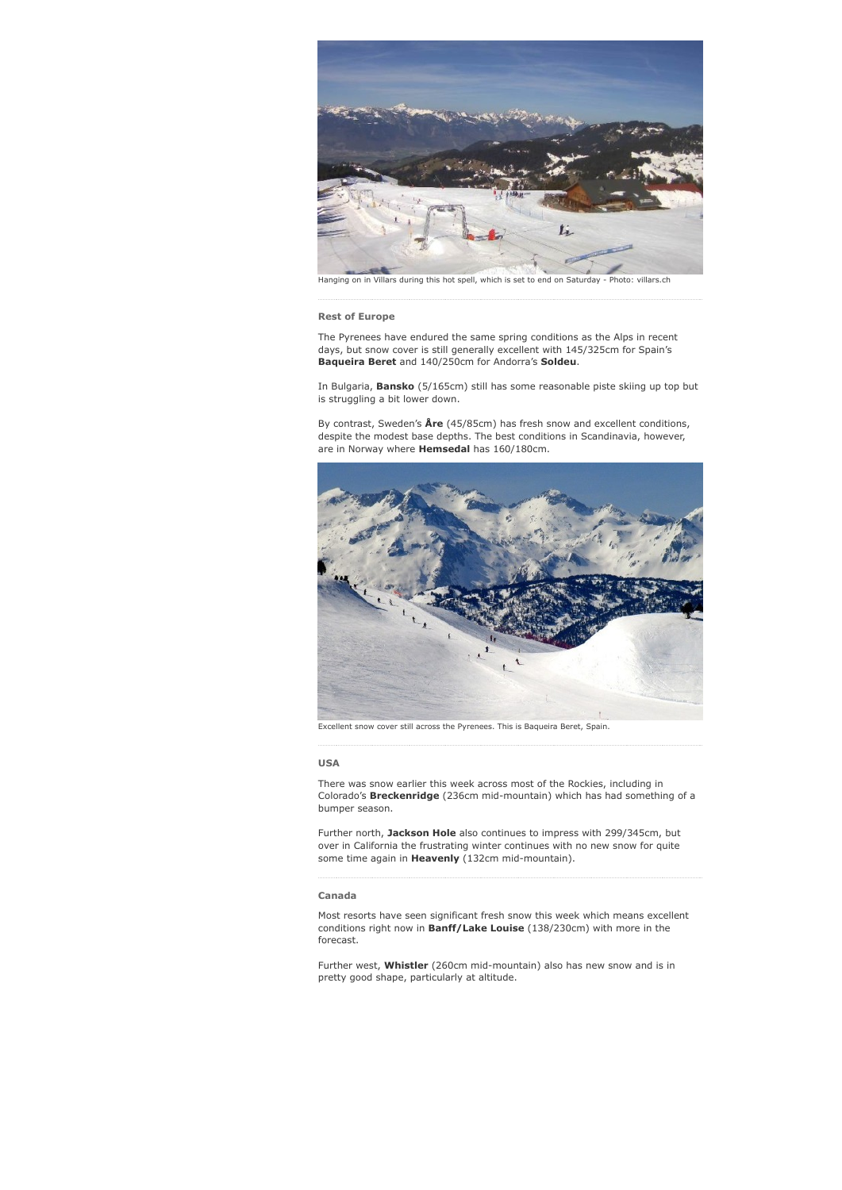Hanging on in Villars during this hot spell, which is set to end on Saturday - Photo: villars.ch

### Rest of Europe

The Pyrenees have endured the same spring conditions as the Alps in recent days, but snow cover is still generally excellent with 145/325cm for Spain's **Baqueira Beret** and 140/250cm for Andorra's **Soldeu**.

In Bulgaria, **Bansko** (5/165cm) still has some reasonable piste skiing up top but is struggling a bit lower down.

By contrast, Sweden's **Åre** (45/85cm) has fresh snow and excellent conditions, despite the modest base depths. The best conditions in Scandinavia, however, are in Norway where **Hemsedal** has 160/180cm.

Excellent snow cover still across the Pyrenees. This is Baqueira Beret, Spain.

### USA

There was snow earlier this week across most of the Rockies, including in Colorado's **Breckenridge** (236cm mid-mountain) which has had something of a bumper season.

Further north, **Jackson Hole** also continues to impress with 299/345cm, but over in California the frustrating winter continues with no new snow for quite some time again in **Heavenly** (132cm mid-mountain).

### Canada

Most resorts have seen significant fresh snow this week which means excellent conditions right now in **Banff/Lake Louise** (138/230cm) with more in the forecast.

Further west, **Whistler** (260cm mid-mountain) also has new snow and is in pretty good shape, particularly at altitude.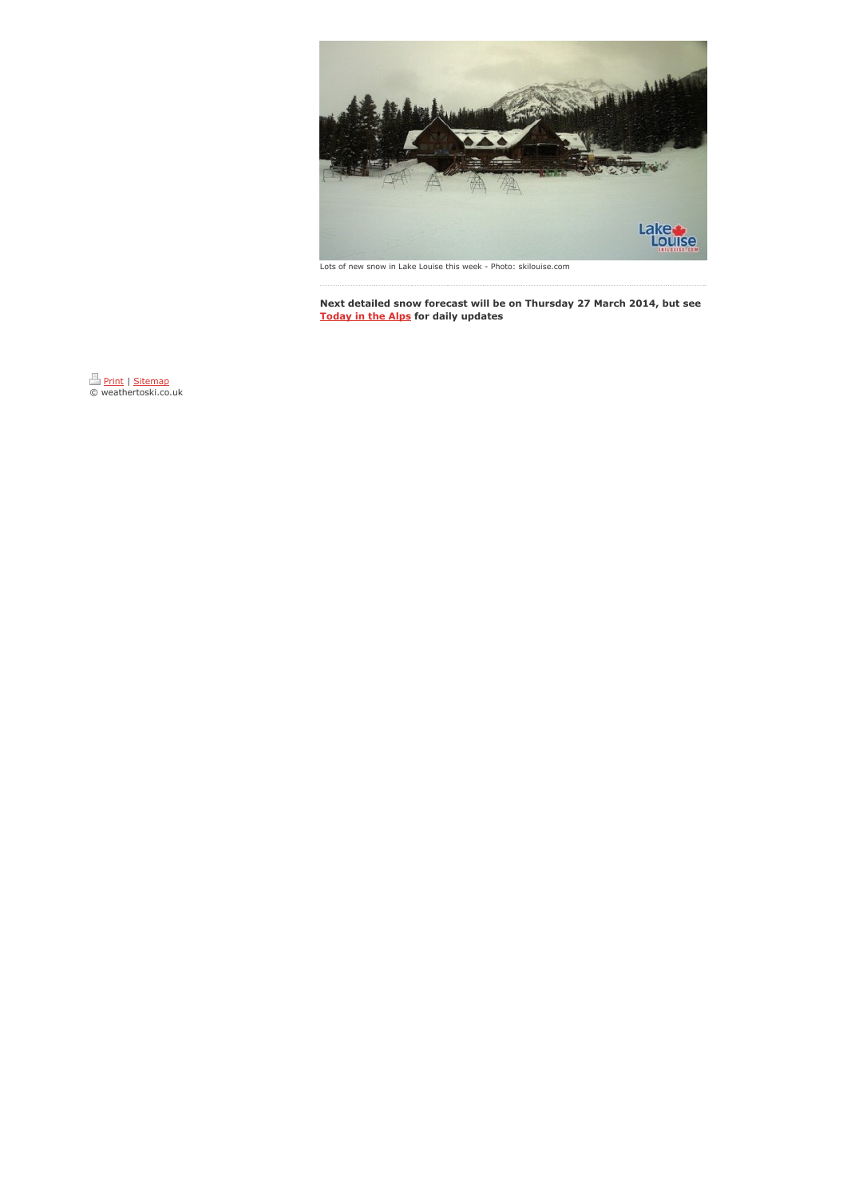Lots of new snow in Lake Louise this week - Photo: skilouise.com

**Next detailed snow forecast will be on Thursday 27 March 2014, but see [Today in the Alps](Today in the Alps) for daily updates**

Print | Sitemap
© weathertoski.co.uk